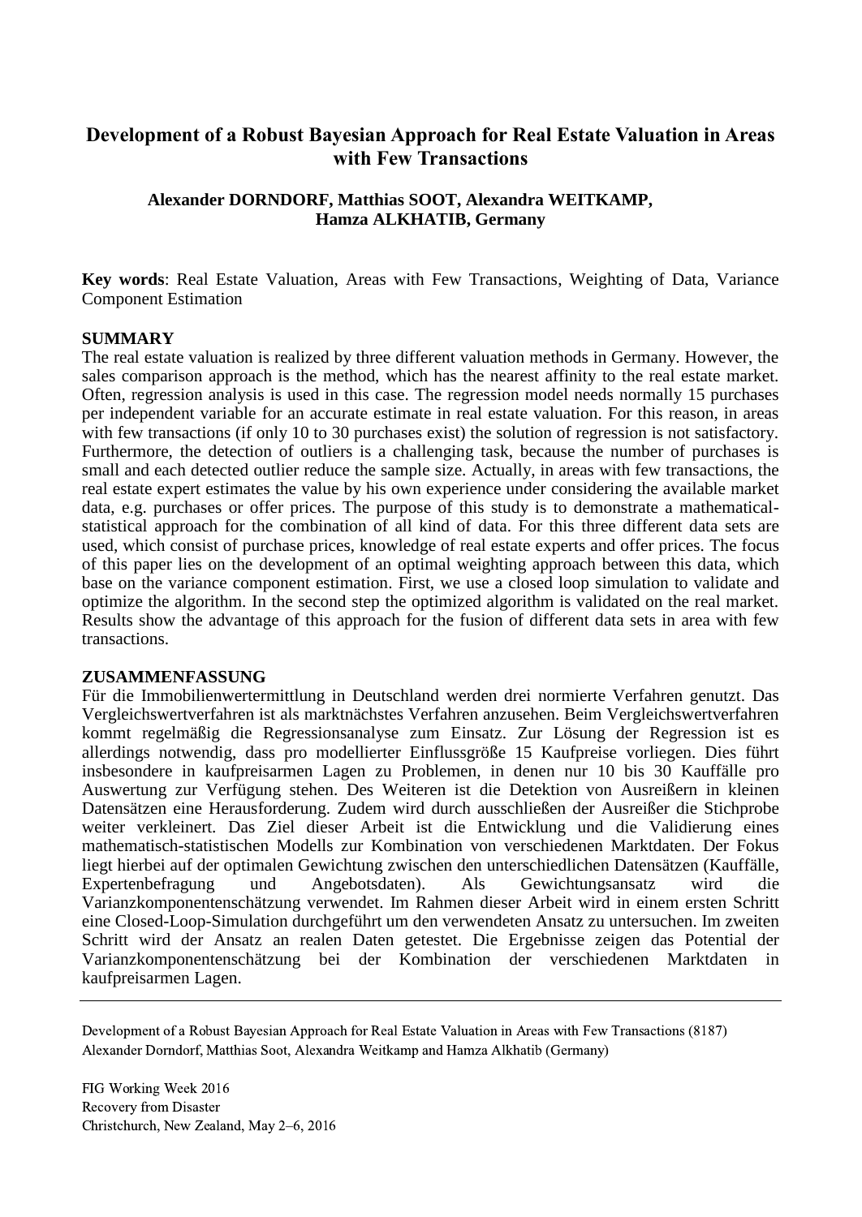# Development of a Robust Bayesian Approach for Real Estate Valuation in Areas with Few Transactions

**Alexander DORNDORF, Matthias SOOT, Alexandra WEITKAMP, Hamza ALKHATIB, Germany**

**Key words**: Real Estate Valuation, Areas with Few Transactions, Weighting of Data, Variance Component Estimation

## SUMMARY

The real estate valuation is realized by three different valuation methods in Germany. However, the sales comparison approach is the method, which has the nearest affinity to the real estate market. Often, regression analysis is used in this case. The regression model needs normally 15 purchases per independent variable for an accurate estimate in real estate valuation. For this reason, in areas with few transactions (if only 10 to 30 purchases exist) the solution of regression is not satisfactory. Furthermore, the detection of outliers is a challenging task, because the number of purchases is small and each detected outlier reduce the sample size. Actually, in areas with few transactions, the real estate expert estimates the value by his own experience under considering the available market data, e.g. purchases or offer prices. The purpose of this study is to demonstrate a mathematical-statistical approach for the combination of all kind of data. For this three different data sets are used, which consist of purchase prices, knowledge of real estate experts and offer prices. The focus of this paper lies on the development of an optimal weighting approach between this data, which base on the variance component estimation. First, we use a closed loop simulation to validate and optimize the algorithm. In the second step the optimized algorithm is validated on the real market. Results show the advantage of this approach for the fusion of different data sets in area with few transactions.

## ZUSAMMENFASSUNG

Für die Immobilienwertermittlung in Deutschland werden drei normierte Verfahren genutzt. Das Vergleichswertverfahren ist als marktnächstes Verfahren anzusehen. Beim Vergleichswertverfahren kommt regelmäßig die Regressionsanalyse zum Einsatz. Zur Lösung der Regression ist es allerdings notwendig, dass pro modellierter Einflussgröße 15 Kaufpreise vorliegen. Dies führt insbesondere in kaufpreisarmen Lagen zu Problemen, in denen nur 10 bis 30 Kauffälle pro Auswertung zur Verfügung stehen. Des Weiteren ist die Detektion von Ausreißern in kleinen Datensätzen eine Herausforderung. Zudem wird durch ausschließen der Ausreißer die Stichprobe weiter verkleinert. Das Ziel dieser Arbeit ist die Entwicklung und die Validierung eines mathematisch-statistischen Modells zur Kombination von verschiedenen Marktdaten. Der Fokus liegt hierbei auf der optimalen Gewichtung zwischen den unterschiedlichen Datensätzen (Kauffälle, Expertenbefragung und Angebotsdaten). Als Gewichtungsansatz wird die Varianzkomponentenschätzung verwendet. Im Rahmen dieser Arbeit wird in einem ersten Schritt eine Closed-Loop-Simulation durchgeführt um den verwendeten Ansatz zu untersuchen. Im zweiten Schritt wird der Ansatz an realen Daten getestet. Die Ergebnisse zeigen das Potential der Varianzkomponentenschätzung bei der Kombination der verschiedenen Marktdaten in kaufpreisarmen Lagen.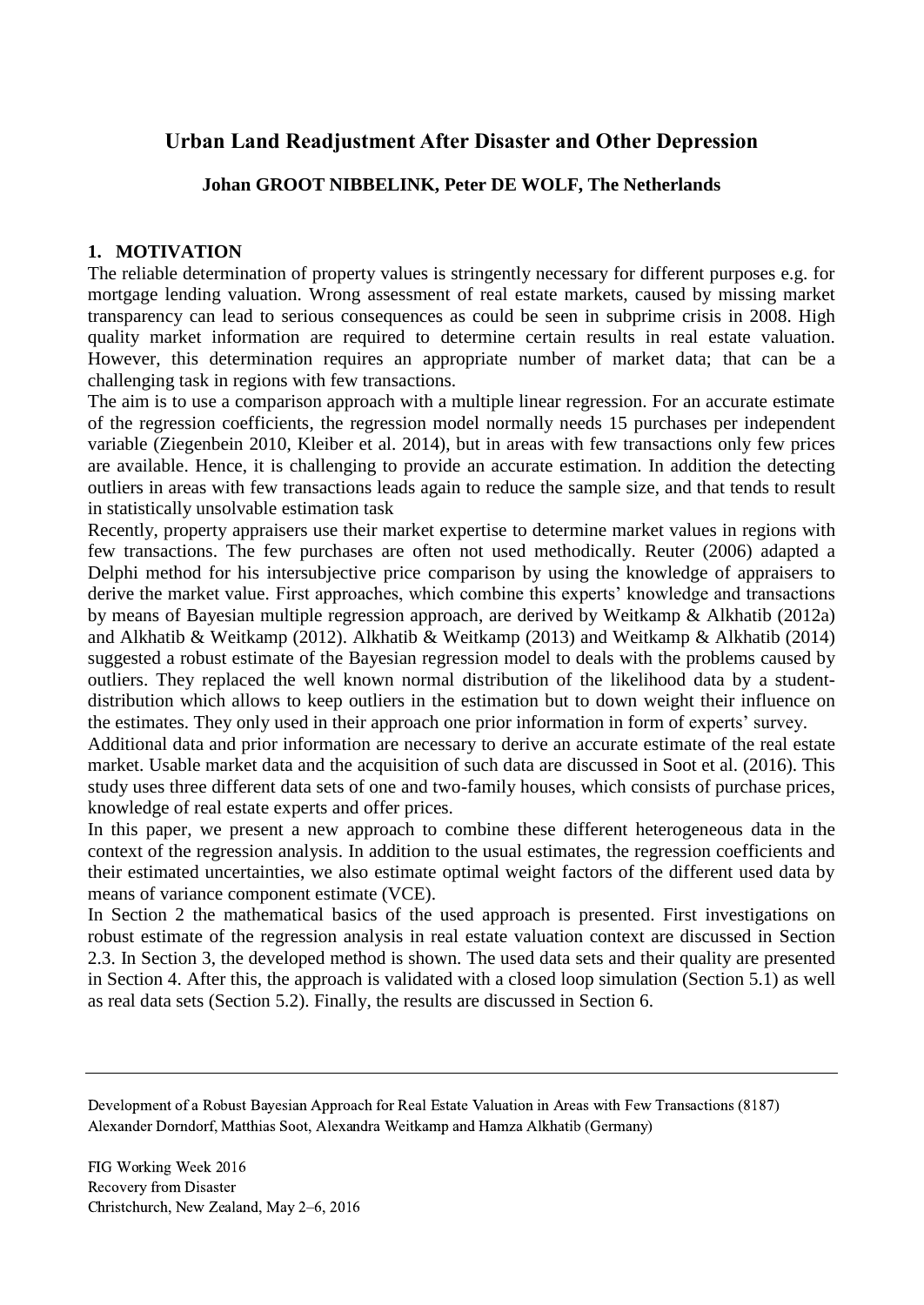## Urban Land Readjustment After Disaster and Other Depression

**Johan GROOT NIBBELINK, Peter DE WOLF, The Netherlands**

### 1. MOTIVATION

The reliable determination of property values is stringently necessary for different purposes e.g. for mortgage lending valuation. Wrong assessment of real estate markets, caused by missing market transparency can lead to serious consequences as could be seen in subprime crisis in 2008. High quality market information are required to determine certain results in real estate valuation. However, this determination requires an appropriate number of market data; that can be a challenging task in regions with few transactions.

The aim is to use a comparison approach with a multiple linear regression. For an accurate estimate of the regression coefficients, the regression model normally needs 15 purchases per independent variable (Ziegenbein 2010, Kleiber et al. 2014), but in areas with few transactions only few prices are available. Hence, it is challenging to provide an accurate estimation. In addition the detecting outliers in areas with few transactions leads again to reduce the sample size, and that tends to result in statistically unsolvable estimation task

Recently, property appraisers use their market expertise to determine market values in regions with few transactions. The few purchases are often not used methodically. Reuter (2006) adapted a Delphi method for his intersubjective price comparison by using the knowledge of appraisers to derive the market value. First approaches, which combine this experts' knowledge and transactions by means of Bayesian multiple regression approach, are derived by Weitkamp & Alkhatib (2012a) and Alkhatib & Weitkamp (2012). Alkhatib & Weitkamp (2013) and Weitkamp & Alkhatib (2014) suggested a robust estimate of the Bayesian regression model to deals with the problems caused by outliers. They replaced the well known normal distribution of the likelihood data by a student-distribution which allows to keep outliers in the estimation but to down weight their influence on the estimates. They only used in their approach one prior information in form of experts' survey.

Additional data and prior information are necessary to derive an accurate estimate of the real estate market. Usable market data and the acquisition of such data are discussed in Soot et al. (2016). This study uses three different data sets of one and two-family houses, which consists of purchase prices, knowledge of real estate experts and offer prices.

In this paper, we present a new approach to combine these different heterogeneous data in the context of the regression analysis. In addition to the usual estimates, the regression coefficients and their estimated uncertainties, we also estimate optimal weight factors of the different used data by means of variance component estimate (VCE).

In Section 2 the mathematical basics of the used approach is presented. First investigations on robust estimate of the regression analysis in real estate valuation context are discussed in Section 2.3. In Section 3, the developed method is shown. The used data sets and their quality are presented in Section 4. After this, the approach is validated with a closed loop simulation (Section 5.1) as well as real data sets (Section 5.2). Finally, the results are discussed in Section 6.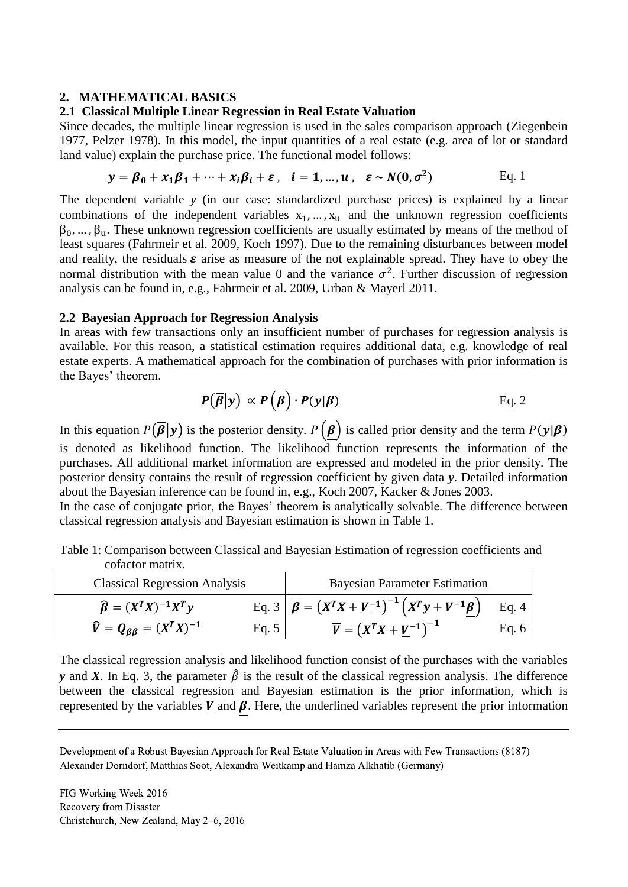## 2. MATHEMATICAL BASICS

### 2.1 Classical Multiple Linear Regression in Real Estate Valuation

Since decades, the multiple linear regression is used in the sales comparison approach (Ziegenbein 1977, Pelzer 1978). In this model, the input quantities of a real estate (e.g. area of lot or standard land value) explain the purchase price. The functional model follows:

$$\boldsymbol{y = \beta_0 + x_1\beta_1 + \cdots + x_i\beta_i + \varepsilon}\,, \quad \boldsymbol{i = 1, \ldots, u}\,, \quad \boldsymbol{\varepsilon \sim N(0, \sigma^2)} \qquad \text{Eq. 1}$$

The dependent variable $y$ (in our case: standardized purchase prices) is explained by a linear combinations of the independent variables $x_1, \ldots, x_u$ and the unknown regression coefficients $\beta_0, \ldots, \beta_u$. These unknown regression coefficients are usually estimated by means of the method of least squares (Fahrmeir et al. 2009, Koch 1997). Due to the remaining disturbances between model and reality, the residuals $\boldsymbol{\varepsilon}$ arise as measure of the not explainable spread. They have to obey the normal distribution with the mean value 0 and the variance $\sigma^2$. Further discussion of regression analysis can be found in, e.g., Fahrmeir et al. 2009, Urban & Mayerl 2011.

### 2.2 Bayesian Approach for Regression Analysis

In areas with few transactions only an insufficient number of purchases for regression analysis is available. For this reason, a statistical estimation requires additional data, e.g. knowledge of real estate experts. A mathematical approach for the combination of purchases with prior information is the Bayes' theorem.

$$\boldsymbol{P(\overline{\beta}|y) \propto P\left(\underline{\beta}\right) \cdot P(y|\beta)} \qquad \text{Eq. 2}$$

In this equation $P(\overline{\boldsymbol{\beta}}|\boldsymbol{y})$ is the posterior density. $P\left(\underline{\boldsymbol{\beta}}\right)$ is called prior density and the term $P(\boldsymbol{y}|\boldsymbol{\beta})$ is denoted as likelihood function. The likelihood function represents the information of the purchases. All additional market information are expressed and modeled in the prior density. The posterior density contains the result of regression coefficient by given data $\boldsymbol{y}$. Detailed information about the Bayesian inference can be found in, e.g., Koch 2007, Kacker & Jones 2003.

In the case of conjugate prior, the Bayes' theorem is analytically solvable. The difference between classical regression analysis and Bayesian estimation is shown in Table 1.

Table 1: Comparison between Classical and Bayesian Estimation of regression coefficients and cofactor matrix.

| Classical Regression Analysis | | Bayesian Parameter Estimation | |
|---|---|---|---|
| $\boldsymbol{\hat{\beta} = (X^T X)^{-1} X^T y}$ | Eq. 3 | $\boldsymbol{\overline{\beta} = \left(X^T X + \underline{V}^{-1}\right)^{-1} \left(X^T y + \underline{V}^{-1} \underline{\beta}\right)}$ | Eq. 4 |
| $\boldsymbol{\hat{V} = Q_{\beta\beta} = (X^T X)^{-1}}$ | Eq. 5 | $\boldsymbol{\overline{V} = \left(X^T X + \underline{V}^{-1}\right)^{-1}}$ | Eq. 6 |

The classical regression analysis and likelihood function consist of the purchases with the variables $\boldsymbol{y}$ and $\boldsymbol{X}$. In Eq. 3, the parameter $\hat{\beta}$ is the result of the classical regression analysis. The difference between the classical regression and Bayesian estimation is the prior information, which is represented by the variables $\underline{\boldsymbol{V}}$ and $\underline{\boldsymbol{\beta}}$. Here, the underlined variables represent the prior information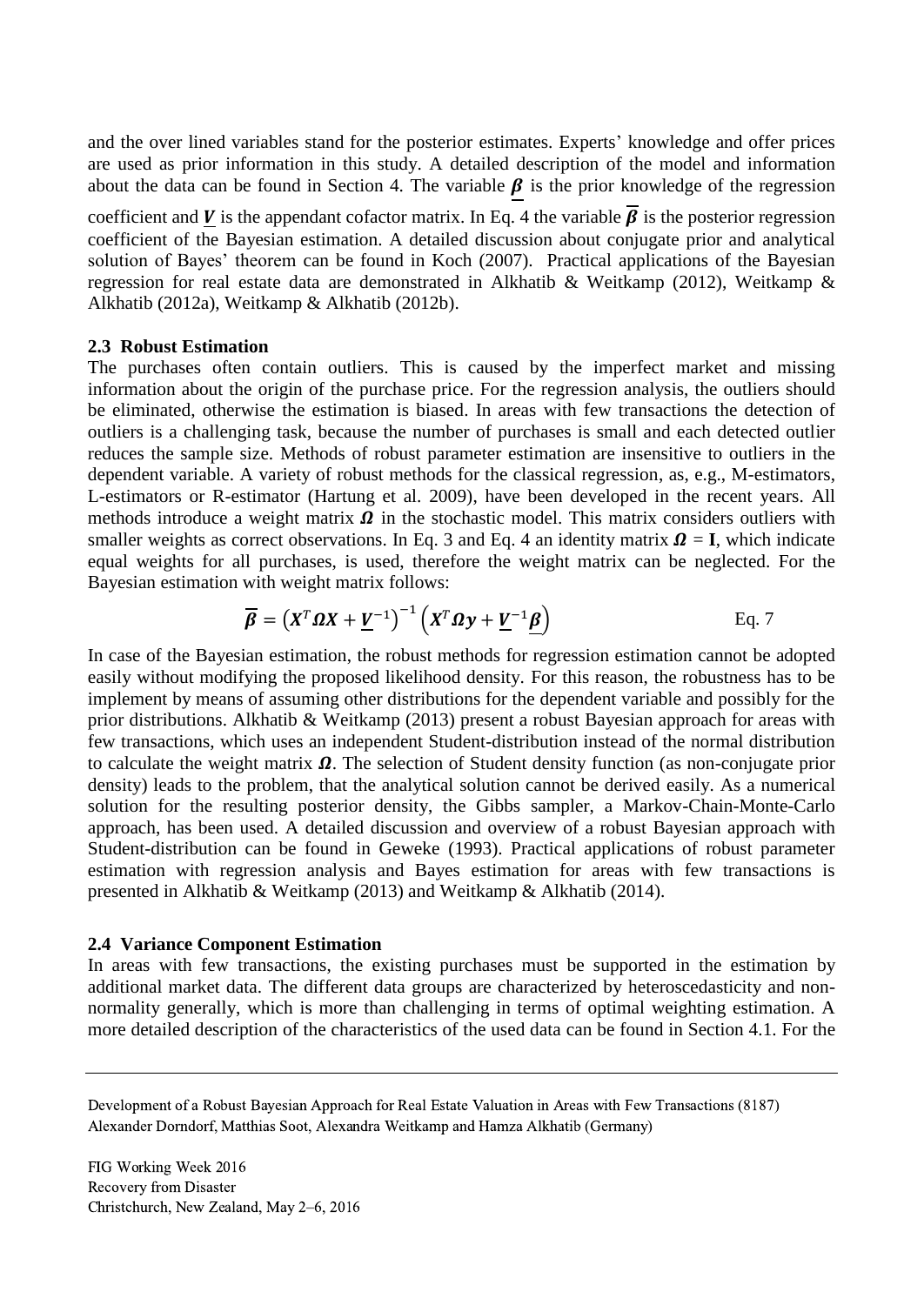and the over lined variables stand for the posterior estimates. Experts' knowledge and offer prices are used as prior information in this study. A detailed description of the model and information about the data can be found in Section 4. The variable $\underline{\boldsymbol{\beta}}$ is the prior knowledge of the regression coefficient and $\underline{\boldsymbol{V}}$ is the appendant cofactor matrix. In Eq. 4 the variable $\overline{\boldsymbol{\beta}}$ is the posterior regression coefficient of the Bayesian estimation. A detailed discussion about conjugate prior and analytical solution of Bayes' theorem can be found in Koch (2007). Practical applications of the Bayesian regression for real estate data are demonstrated in Alkhatib & Weitkamp (2012), Weitkamp & Alkhatib (2012a), Weitkamp & Alkhatib (2012b).

### 2.3 Robust Estimation

The purchases often contain outliers. This is caused by the imperfect market and missing information about the origin of the purchase price. For the regression analysis, the outliers should be eliminated, otherwise the estimation is biased. In areas with few transactions the detection of outliers is a challenging task, because the number of purchases is small and each detected outlier reduces the sample size. Methods of robust parameter estimation are insensitive to outliers in the dependent variable. A variety of robust methods for the classical regression, as, e.g., M-estimators, L-estimators or R-estimator (Hartung et al. 2009), have been developed in the recent years. All methods introduce a weight matrix $\boldsymbol{\Omega}$ in the stochastic model. This matrix considers outliers with smaller weights as correct observations. In Eq. 3 and Eq. 4 an identity matrix $\boldsymbol{\Omega} = \mathbf{I}$, which indicate equal weights for all purchases, is used, therefore the weight matrix can be neglected. For the Bayesian estimation with weight matrix follows:

$$\overline{\boldsymbol{\beta}} = \left(\boldsymbol{X}^T\boldsymbol{\Omega}\boldsymbol{X} + \underline{\boldsymbol{V}}^{-1}\right)^{-1}\left(\boldsymbol{X}^T\boldsymbol{\Omega}\boldsymbol{y} + \underline{\boldsymbol{V}}^{-1}\underline{\boldsymbol{\beta}}\right) \qquad \text{Eq. 7}$$

In case of the Bayesian estimation, the robust methods for regression estimation cannot be adopted easily without modifying the proposed likelihood density. For this reason, the robustness has to be implement by means of assuming other distributions for the dependent variable and possibly for the prior distributions. Alkhatib & Weitkamp (2013) present a robust Bayesian approach for areas with few transactions, which uses an independent Student-distribution instead of the normal distribution to calculate the weight matrix $\boldsymbol{\Omega}$. The selection of Student density function (as non-conjugate prior density) leads to the problem, that the analytical solution cannot be derived easily. As a numerical solution for the resulting posterior density, the Gibbs sampler, a Markov-Chain-Monte-Carlo approach, has been used. A detailed discussion and overview of a robust Bayesian approach with Student-distribution can be found in Geweke (1993). Practical applications of robust parameter estimation with regression analysis and Bayes estimation for areas with few transactions is presented in Alkhatib & Weitkamp (2013) and Weitkamp & Alkhatib (2014).

### 2.4 Variance Component Estimation

In areas with few transactions, the existing purchases must be supported in the estimation by additional market data. The different data groups are characterized by heteroscedasticity and non-normality generally, which is more than challenging in terms of optimal weighting estimation. A more detailed description of the characteristics of the used data can be found in Section 4.1. For the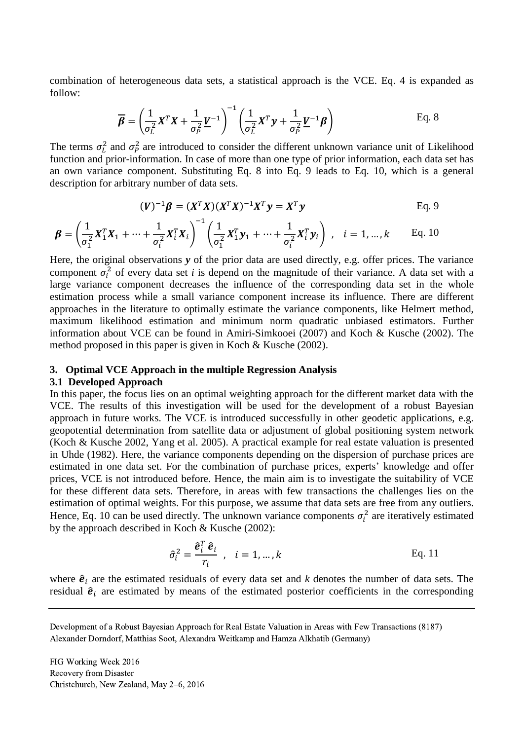combination of heterogeneous data sets, a statistical approach is the VCE. Eq. 4 is expanded as follow:

$$\overline{\boldsymbol{\beta}} = \left(\frac{1}{\sigma_L^2}\boldsymbol{X}^T\boldsymbol{X} + \frac{1}{\sigma_P^2}\underline{\boldsymbol{V}}^{-1}\right)^{-1}\left(\frac{1}{\sigma_L^2}\boldsymbol{X}^T\boldsymbol{y} + \frac{1}{\sigma_P^2}\underline{\boldsymbol{V}}^{-1}\underline{\boldsymbol{\beta}}\right) \qquad \text{Eq. 8}$$

The terms $\sigma_L^2$ and $\sigma_P^2$ are introduced to consider the different unknown variance unit of Likelihood function and prior-information. In case of more than one type of prior information, each data set has an own variance component. Substituting Eq. 8 into Eq. 9 leads to Eq. 10, which is a general description for arbitrary number of data sets.

$$(\boldsymbol{V})^{-1}\boldsymbol{\beta} = (\boldsymbol{X}^T\boldsymbol{X})(\boldsymbol{X}^T\boldsymbol{X})^{-1}\boldsymbol{X}^T\boldsymbol{y} = \boldsymbol{X}^T\boldsymbol{y} \qquad \text{Eq. 9}$$

$$\boldsymbol{\beta} = \left(\frac{1}{\sigma_1^2}\boldsymbol{X}_1^T\boldsymbol{X}_1 + \cdots + \frac{1}{\sigma_i^2}\boldsymbol{X}_i^T\boldsymbol{X}_i\right)^{-1}\left(\frac{1}{\sigma_1^2}\boldsymbol{X}_1^T\boldsymbol{y}_1 + \cdots + \frac{1}{\sigma_i^2}\boldsymbol{X}_i^T\boldsymbol{y}_i\right)\ , \quad i = 1, \ldots, k \qquad \text{Eq. 10}$$

Here, the original observations $\boldsymbol{y}$ of the prior data are used directly, e.g. offer prices. The variance component $\sigma_i^2$ of every data set $i$ is depend on the magnitude of their variance. A data set with a large variance component decreases the influence of the corresponding data set in the whole estimation process while a small variance component increase its influence. There are different approaches in the literature to optimally estimate the variance components, like Helmert method, maximum likelihood estimation and minimum norm quadratic unbiased estimators. Further information about VCE can be found in Amiri-Simkooei (2007) and Koch & Kusche (2002). The method proposed in this paper is given in Koch & Kusche (2002).

## 3. Optimal VCE Approach in the multiple Regression Analysis

### 3.1 Developed Approach

In this paper, the focus lies on an optimal weighting approach for the different market data with the VCE. The results of this investigation will be used for the development of a robust Bayesian approach in future works. The VCE is introduced successfully in other geodetic applications, e.g. geopotential determination from satellite data or adjustment of global positioning system network (Koch & Kusche 2002, Yang et al. 2005). A practical example for real estate valuation is presented in Uhde (1982). Here, the variance components depending on the dispersion of purchase prices are estimated in one data set. For the combination of purchase prices, experts' knowledge and offer prices, VCE is not introduced before. Hence, the main aim is to investigate the suitability of VCE for these different data sets. Therefore, in areas with few transactions the challenges lies on the estimation of optimal weights. For this purpose, we assume that data sets are free from any outliers. Hence, Eq. 10 can be used directly. The unknown variance components $\sigma_i^2$ are iteratively estimated by the approach described in Koch & Kusche (2002):

$$\hat{\sigma}_i^2 = \frac{\hat{\boldsymbol{e}}_i^T\,\hat{\boldsymbol{e}}_i}{r_i}\ , \quad i = 1, \ldots, k \qquad \text{Eq. 11}$$

where $\hat{\boldsymbol{e}}_i$ are the estimated residuals of every data set and $k$ denotes the number of data sets. The residual $\hat{\boldsymbol{e}}_i$ are estimated by means of the estimated posterior coefficients in the corresponding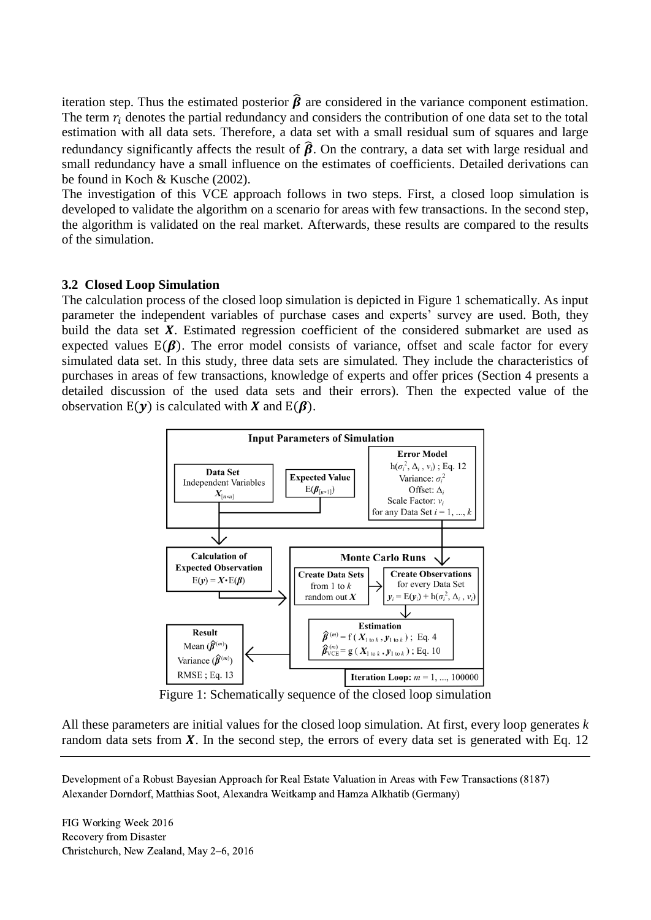iteration step. Thus the estimated posterior $\hat{\boldsymbol{\beta}}$ are considered in the variance component estimation. The term $r_i$ denotes the partial redundancy and considers the contribution of one data set to the total estimation with all data sets. Therefore, a data set with a small residual sum of squares and large redundancy significantly affects the result of $\hat{\boldsymbol{\beta}}$. On the contrary, a data set with large residual and small redundancy have a small influence on the estimates of coefficients. Detailed derivations can be found in Koch & Kusche (2002).

The investigation of this VCE approach follows in two steps. First, a closed loop simulation is developed to validate the algorithm on a scenario for areas with few transactions. In the second step, the algorithm is validated on the real market. Afterwards, these results are compared to the results of the simulation.

### 3.2 Closed Loop Simulation

The calculation process of the closed loop simulation is depicted in Figure 1 schematically. As input parameter the independent variables of purchase cases and experts' survey are used. Both, they build the data set $\boldsymbol{X}$. Estimated regression coefficient of the considered submarket are used as expected values $\mathrm{E}(\boldsymbol{\beta})$. The error model consists of variance, offset and scale factor for every simulated data set. In this study, three data sets are simulated. They include the characteristics of purchases in areas of few transactions, knowledge of experts and offer prices (Section 4 presents a detailed discussion of the used data sets and their errors). Then the expected value of the observation $\mathrm{E}(\boldsymbol{y})$ is calculated with $\boldsymbol{X}$ and $\mathrm{E}(\boldsymbol{\beta})$.

Figure 1: Schematically sequence of the closed loop simulation

All these parameters are initial values for the closed loop simulation. At first, every loop generates $k$ random data sets from $\boldsymbol{X}$. In the second step, the errors of every data set is generated with Eq. 12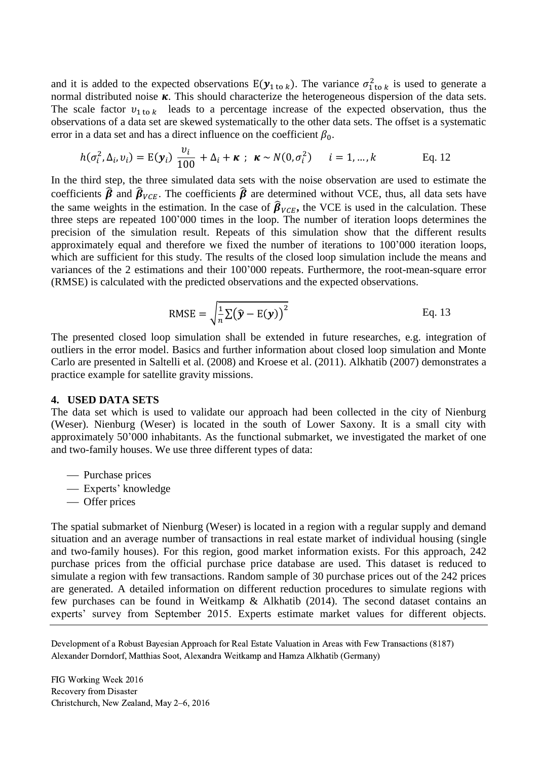and it is added to the expected observations $\mathrm{E}(\boldsymbol{y}_{1\text{ to }k})$. The variance $\sigma^2_{1\text{ to }k}$ is used to generate a normal distributed noise $\boldsymbol{\kappa}$. This should characterize the heterogeneous dispersion of the data sets. The scale factor $\upsilon_{1\text{ to }k}$ leads to a percentage increase of the expected observation, thus the observations of a data set are skewed systematically to the other data sets. The offset is a systematic error in a data set and has a direct influence on the coefficient $\beta_0$.

$$h(\sigma_i^2, \Delta_i, \upsilon_i) = \mathrm{E}(\boldsymbol{y}_i)\ \frac{\upsilon_i}{100} + \Delta_i + \boldsymbol{\kappa}\ ;\ \boldsymbol{\kappa} \sim N(0, \sigma_i^2) \qquad i = 1, \ldots, k \qquad \text{Eq. 12}$$

In the third step, the three simulated data sets with the noise observation are used to estimate the coefficients $\widehat{\boldsymbol{\beta}}$ and $\widehat{\boldsymbol{\beta}}_{VCE}$. The coefficients $\widehat{\boldsymbol{\beta}}$ are determined without VCE, thus, all data sets have the same weights in the estimation. In the case of $\widehat{\boldsymbol{\beta}}_{VCE}$, the VCE is used in the calculation. These three steps are repeated 100'000 times in the loop. The number of iteration loops determines the precision of the simulation result. Repeats of this simulation show that the different results approximately equal and therefore we fixed the number of iterations to 100'000 iteration loops, which are sufficient for this study. The results of the closed loop simulation include the means and variances of the 2 estimations and their 100'000 repeats. Furthermore, the root-mean-square error (RMSE) is calculated with the predicted observations and the expected observations.

$$\mathrm{RMSE} = \sqrt{\frac{1}{n}\sum\left(\hat{\boldsymbol{y}} - \mathrm{E}(\boldsymbol{y})\right)^2} \qquad \text{Eq. 13}$$

The presented closed loop simulation shall be extended in future researches, e.g. integration of outliers in the error model. Basics and further information about closed loop simulation and Monte Carlo are presented in Saltelli et al. (2008) and Kroese et al. (2011). Alkhatib (2007) demonstrates a practice example for satellite gravity missions.

## 4. USED DATA SETS

The data set which is used to validate our approach had been collected in the city of Nienburg (Weser). Nienburg (Weser) is located in the south of Lower Saxony. It is a small city with approximately 50'000 inhabitants. As the functional submarket, we investigated the market of one and two-family houses. We use three different types of data:

- Purchase prices
- Experts' knowledge
- Offer prices

The spatial submarket of Nienburg (Weser) is located in a region with a regular supply and demand situation and an average number of transactions in real estate market of individual housing (single and two-family houses). For this region, good market information exists. For this approach, 242 purchase prices from the official purchase price database are used. This dataset is reduced to simulate a region with few transactions. Random sample of 30 purchase prices out of the 242 prices are generated. A detailed information on different reduction procedures to simulate regions with few purchases can be found in Weitkamp & Alkhatib (2014). The second dataset contains an experts' survey from September 2015. Experts estimate market values for different objects.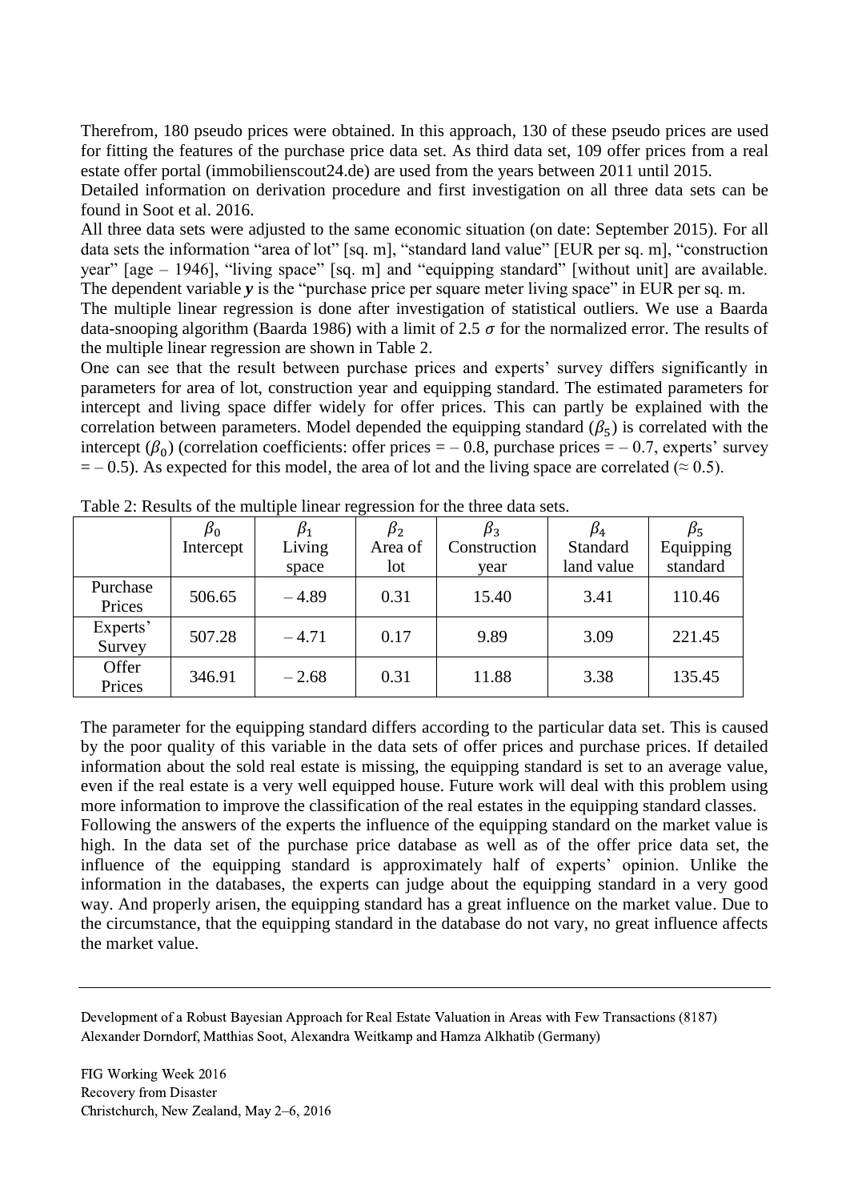Therefrom, 180 pseudo prices were obtained. In this approach, 130 of these pseudo prices are used for fitting the features of the purchase price data set. As third data set, 109 offer prices from a real estate offer portal (immobilienscout24.de) are used from the years between 2011 until 2015.

Detailed information on derivation procedure and first investigation on all three data sets can be found in Soot et al. 2016.

All three data sets were adjusted to the same economic situation (on date: September 2015). For all data sets the information "area of lot" [sq. m], "standard land value" [EUR per sq. m], "construction year" [age – 1946], "living space" [sq. m] and "equipping standard" [without unit] are available. The dependent variable $\boldsymbol{y}$ is the "purchase price per square meter living space" in EUR per sq. m.

The multiple linear regression is done after investigation of statistical outliers. We use a Baarda data-snooping algorithm (Baarda 1986) with a limit of 2.5 $\sigma$ for the normalized error. The results of the multiple linear regression are shown in Table 2.

One can see that the result between purchase prices and experts' survey differs significantly in parameters for area of lot, construction year and equipping standard. The estimated parameters for intercept and living space differ widely for offer prices. This can partly be explained with the correlation between parameters. Model depended the equipping standard ($\beta_5$) is correlated with the intercept ($\beta_0$) (correlation coefficients: offer prices = – 0.8, purchase prices = – 0.7, experts' survey = – 0.5). As expected for this model, the area of lot and the living space are correlated (≈ 0.5).

Table 2: Results of the multiple linear regression for the three data sets.

| | $\beta_0$ Intercept | $\beta_1$ Living space | $\beta_2$ Area of lot | $\beta_3$ Construction year | $\beta_4$ Standard land value | $\beta_5$ Equipping standard |
|---|---|---|---|---|---|---|
| Purchase Prices | 506.65 | – 4.89 | 0.31 | 15.40 | 3.41 | 110.46 |
| Experts' Survey | 507.28 | – 4.71 | 0.17 | 9.89 | 3.09 | 221.45 |
| Offer Prices | 346.91 | – 2.68 | 0.31 | 11.88 | 3.38 | 135.45 |

The parameter for the equipping standard differs according to the particular data set. This is caused by the poor quality of this variable in the data sets of offer prices and purchase prices. If detailed information about the sold real estate is missing, the equipping standard is set to an average value, even if the real estate is a very well equipped house. Future work will deal with this problem using more information to improve the classification of the real estates in the equipping standard classes.

Following the answers of the experts the influence of the equipping standard on the market value is high. In the data set of the purchase price database as well as of the offer price data set, the influence of the equipping standard is approximately half of experts' opinion. Unlike the information in the databases, the experts can judge about the equipping standard in a very good way. And properly arisen, the equipping standard has a great influence on the market value. Due to the circumstance, that the equipping standard in the database do not vary, no great influence affects the market value.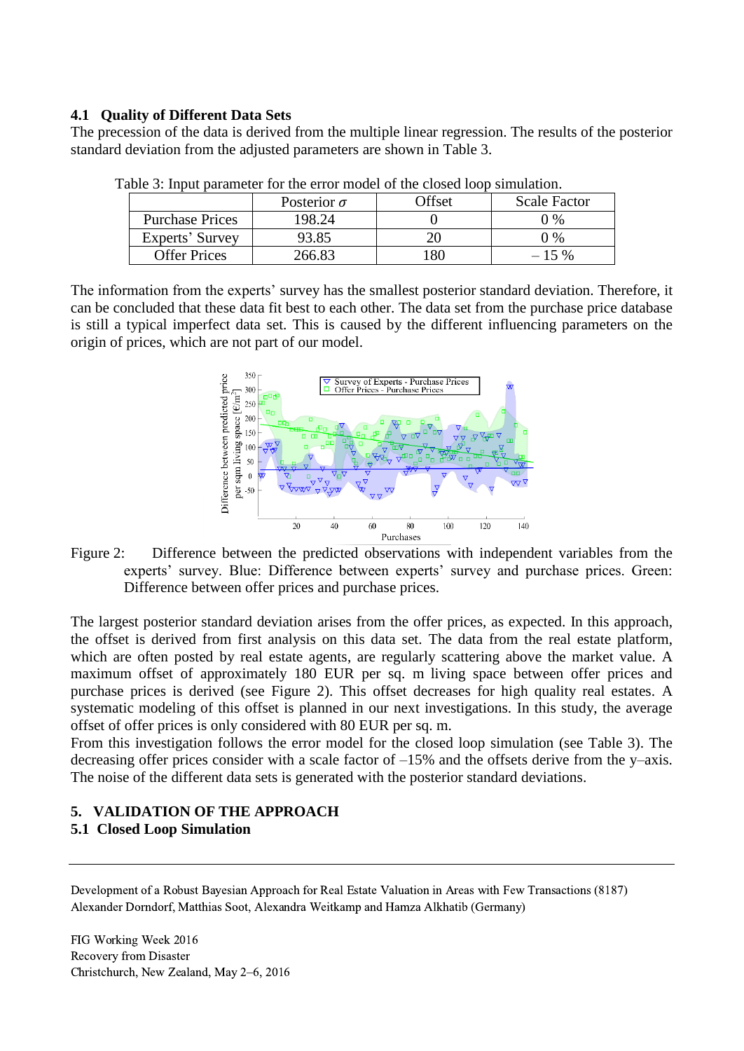### 4.1 Quality of Different Data Sets

The precession of the data is derived from the multiple linear regression. The results of the posterior standard deviation from the adjusted parameters are shown in Table 3.

Table 3: Input parameter for the error model of the closed loop simulation.

| | Posterior $\sigma$ | Offset | Scale Factor |
|---|---|---|---|
| Purchase Prices | 198.24 | 0 | 0 % |
| Experts' Survey | 93.85 | 20 | 0 % |
| Offer Prices | 266.83 | 180 | – 15 % |

The information from the experts' survey has the smallest posterior standard deviation. Therefore, it can be concluded that these data fit best to each other. The data set from the purchase price database is still a typical imperfect data set. This is caused by the different influencing parameters on the origin of prices, which are not part of our model.

Figure 2: Difference between the predicted observations with independent variables from the experts' survey. Blue: Difference between experts' survey and purchase prices. Green: Difference between offer prices and purchase prices.

The largest posterior standard deviation arises from the offer prices, as expected. In this approach, the offset is derived from first analysis on this data set. The data from the real estate platform, which are often posted by real estate agents, are regularly scattering above the market value. A maximum offset of approximately 180 EUR per sq. m living space between offer prices and purchase prices is derived (see Figure 2). This offset decreases for high quality real estates. A systematic modeling of this offset is planned in our next investigations. In this study, the average offset of offer prices is only considered with 80 EUR per sq. m.

From this investigation follows the error model for the closed loop simulation (see Table 3). The decreasing offer prices consider with a scale factor of –15% and the offsets derive from the y–axis. The noise of the different data sets is generated with the posterior standard deviations.

## 5. VALIDATION OF THE APPROACH

### 5.1 Closed Loop Simulation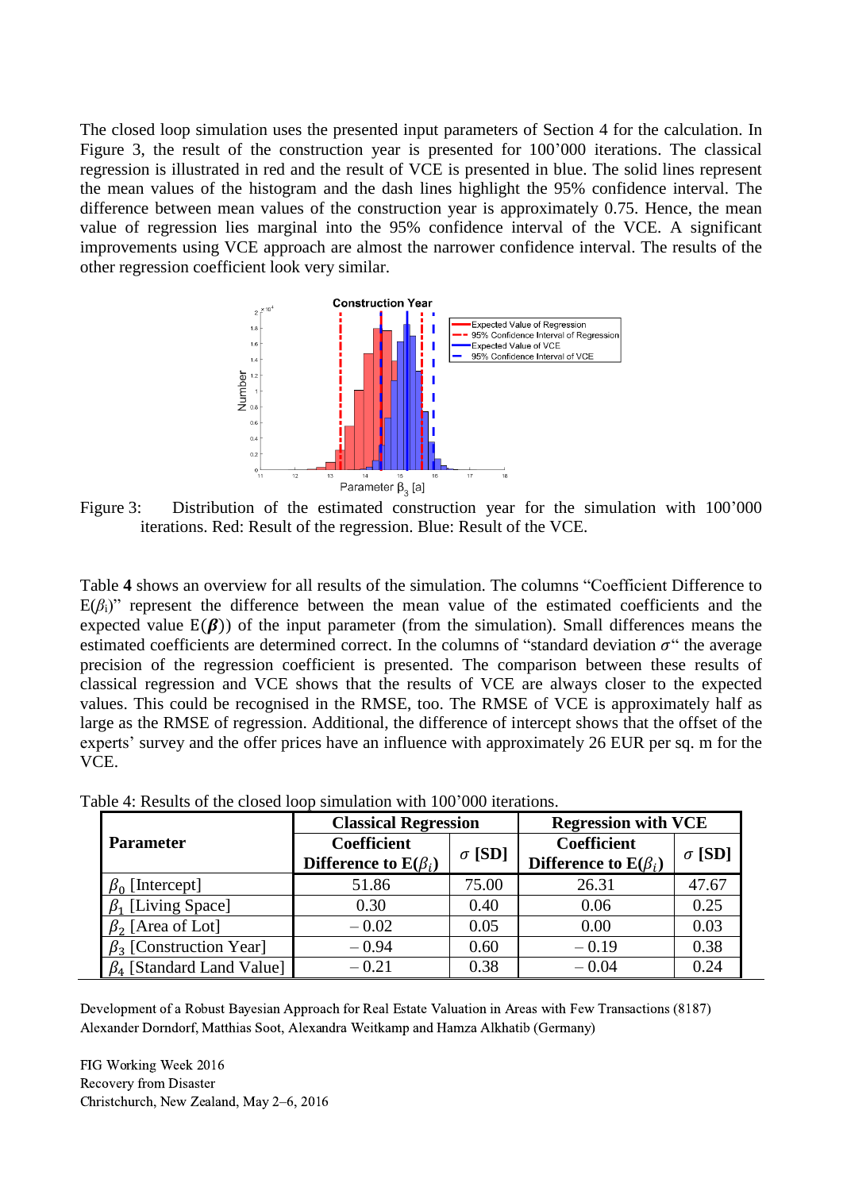The closed loop simulation uses the presented input parameters of Section 4 for the calculation. In Figure 3, the result of the construction year is presented for 100'000 iterations. The classical regression is illustrated in red and the result of VCE is presented in blue. The solid lines represent the mean values of the histogram and the dash lines highlight the 95% confidence interval. The difference between mean values of the construction year is approximately 0.75. Hence, the mean value of regression lies marginal into the 95% confidence interval of the VCE. A significant improvements using VCE approach are almost the narrower confidence interval. The results of the other regression coefficient look very similar.

Figure 3: Distribution of the estimated construction year for the simulation with 100'000 iterations. Red: Result of the regression. Blue: Result of the VCE.

Table **4** shows an overview for all results of the simulation. The columns "Coefficient Difference to E($\beta_i$)" represent the difference between the mean value of the estimated coefficients and the expected value E($\boldsymbol{\beta}$)) of the input parameter (from the simulation). Small differences means the estimated coefficients are determined correct. In the columns of "standard deviation $\sigma$" the average precision of the regression coefficient is presented. The comparison between these results of classical regression and VCE shows that the results of VCE are always closer to the expected values. This could be recognised in the RMSE, too. The RMSE of VCE is approximately half as large as the RMSE of regression. Additional, the difference of intercept shows that the offset of the experts' survey and the offer prices have an influence with approximately 26 EUR per sq. m for the VCE.

Table 4: Results of the closed loop simulation with 100'000 iterations.

| **Parameter** | **Classical Regression** | | **Regression with VCE** | |
|---|---|---|---|---|
| | **Coefficient Difference to E($\beta_i$)** | **$\sigma$ [SD]** | **Coefficient Difference to E($\beta_i$)** | **$\sigma$ [SD]** |
| $\beta_0$ [Intercept] | 51.86 | 75.00 | 26.31 | 47.67 |
| $\beta_1$ [Living Space] | 0.30 | 0.40 | 0.06 | 0.25 |
| $\beta_2$ [Area of Lot] | – 0.02 | 0.05 | 0.00 | 0.03 |
| $\beta_3$ [Construction Year] | – 0.94 | 0.60 | – 0.19 | 0.38 |
| $\beta_4$ [Standard Land Value] | – 0.21 | 0.38 | – 0.04 | 0.24 |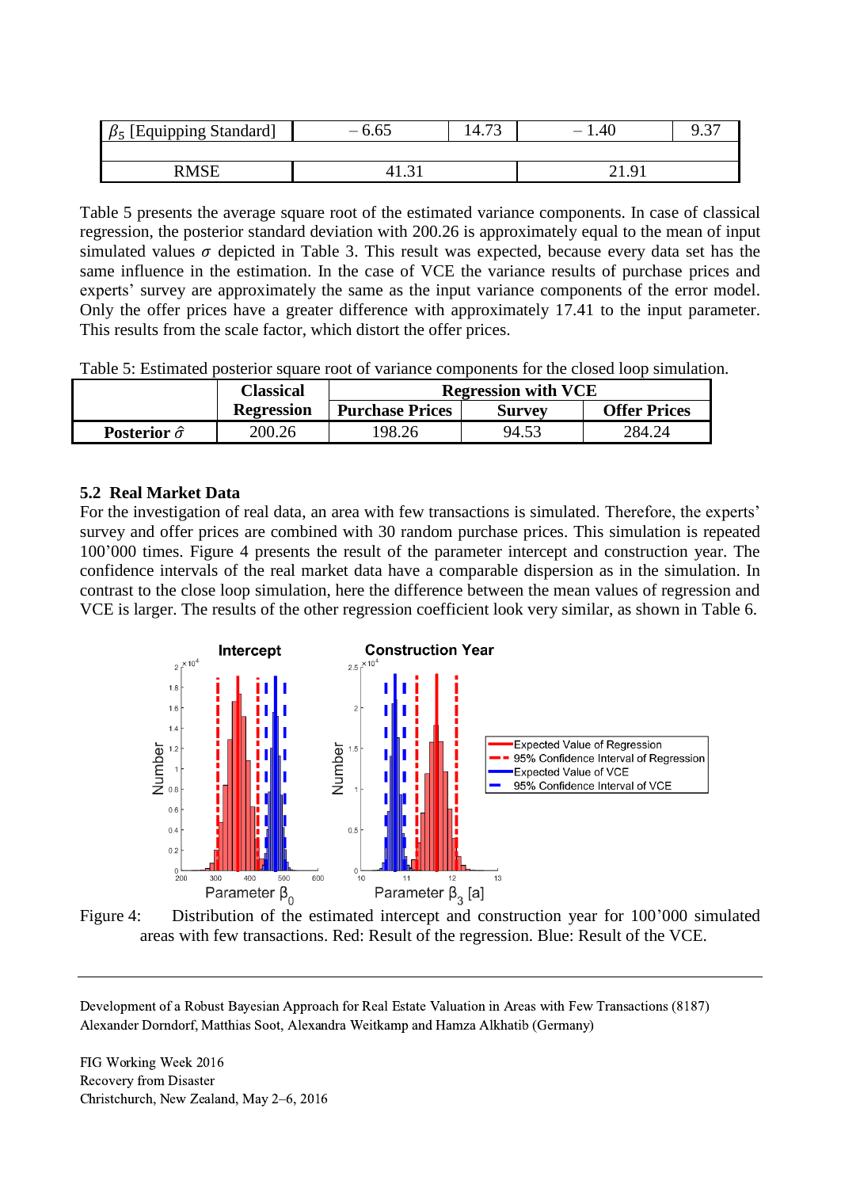| | | | | |
|---|---|---|---|---|
| $\beta_5$ [Equipping Standard] | – 6.65 | 14.73 | – 1.40 | 9.37 |
| | | | | |
| RMSE | 41.31 | | 21.91 | |

Table 5 presents the average square root of the estimated variance components. In case of classical regression, the posterior standard deviation with 200.26 is approximately equal to the mean of input simulated values $\sigma$ depicted in Table 3. This result was expected, because every data set has the same influence in the estimation. In the case of VCE the variance results of purchase prices and experts' survey are approximately the same as the input variance components of the error model. Only the offer prices have a greater difference with approximately 17.41 to the input parameter. This results from the scale factor, which distort the offer prices.

Table 5: Estimated posterior square root of variance components for the closed loop simulation.

| | Classical Regression | Regression with VCE | | |
|---|---|---|---|---|
| | | Purchase Prices | Survey | Offer Prices |
| **Posterior $\hat{\sigma}$** | 200.26 | 198.26 | 94.53 | 284.24 |

### 5.2 Real Market Data

For the investigation of real data, an area with few transactions is simulated. Therefore, the experts' survey and offer prices are combined with 30 random purchase prices. This simulation is repeated 100'000 times. Figure 4 presents the result of the parameter intercept and construction year. The confidence intervals of the real market data have a comparable dispersion as in the simulation. In contrast to the close loop simulation, here the difference between the mean values of regression and VCE is larger. The results of the other regression coefficient look very similar, as shown in Table 6.

Figure 4: Distribution of the estimated intercept and construction year for 100'000 simulated areas with few transactions. Red: Result of the regression. Blue: Result of the VCE.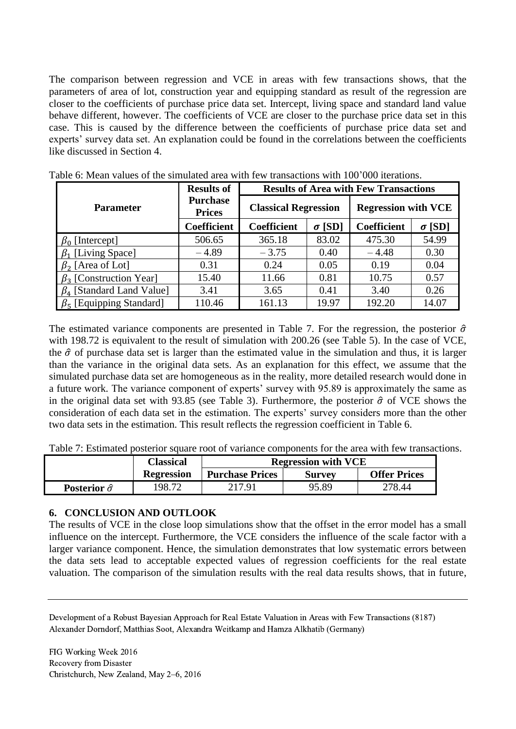The comparison between regression and VCE in areas with few transactions shows, that the parameters of area of lot, construction year and equipping standard as result of the regression are closer to the coefficients of purchase price data set. Intercept, living space and standard land value behave different, however. The coefficients of VCE are closer to the purchase price data set in this case. This is caused by the difference between the coefficients of purchase price data set and experts' survey data set. An explanation could be found in the correlations between the coefficients like discussed in Section 4.

Table 6: Mean values of the simulated area with few transactions with 100'000 iterations.

| Parameter | Results of Purchase Prices | Results of Area with Few Transactions | | | |
|---|---|---|---|---|---|
| | | Classical Regression | | Regression with VCE | |
| | Coefficient | Coefficient | $\sigma$ [SD] | Coefficient | $\sigma$ [SD] |
| $\beta_0$ [Intercept] | 506.65 | 365.18 | 83.02 | 475.30 | 54.99 |
| $\beta_1$ [Living Space] | – 4.89 | – 3.75 | 0.40 | – 4.48 | 0.30 |
| $\beta_2$ [Area of Lot] | 0.31 | 0.24 | 0.05 | 0.19 | 0.04 |
| $\beta_3$ [Construction Year] | 15.40 | 11.66 | 0.81 | 10.75 | 0.57 |
| $\beta_4$ [Standard Land Value] | 3.41 | 3.65 | 0.41 | 3.40 | 0.26 |
| $\beta_5$ [Equipping Standard] | 110.46 | 161.13 | 19.97 | 192.20 | 14.07 |

The estimated variance components are presented in Table 7. For the regression, the posterior $\hat{\sigma}$ with 198.72 is equivalent to the result of simulation with 200.26 (see Table 5). In the case of VCE, the $\hat{\sigma}$ of purchase data set is larger than the estimated value in the simulation and thus, it is larger than the variance in the original data sets. As an explanation for this effect, we assume that the simulated purchase data set are homogeneous as in the reality, more detailed research would done in a future work. The variance component of experts' survey with 95.89 is approximately the same as in the original data set with 93.85 (see Table 3). Furthermore, the posterior $\hat{\sigma}$ of VCE shows the consideration of each data set in the estimation. The experts' survey considers more than the other two data sets in the estimation. This result reflects the regression coefficient in Table 6.

Table 7: Estimated posterior square root of variance components for the area with few transactions.

| | Classical Regression | Regression with VCE | | |
|---|---|---|---|---|
| | | Purchase Prices | Survey | Offer Prices |
| **Posterior $\hat{\sigma}$** | 198.72 | 217.91 | 95.89 | 278.44 |

## 6. CONCLUSION AND OUTLOOK

The results of VCE in the close loop simulations show that the offset in the error model has a small influence on the intercept. Furthermore, the VCE considers the influence of the scale factor with a larger variance component. Hence, the simulation demonstrates that low systematic errors between the data sets lead to acceptable expected values of regression coefficients for the real estate valuation. The comparison of the simulation results with the real data results shows, that in future,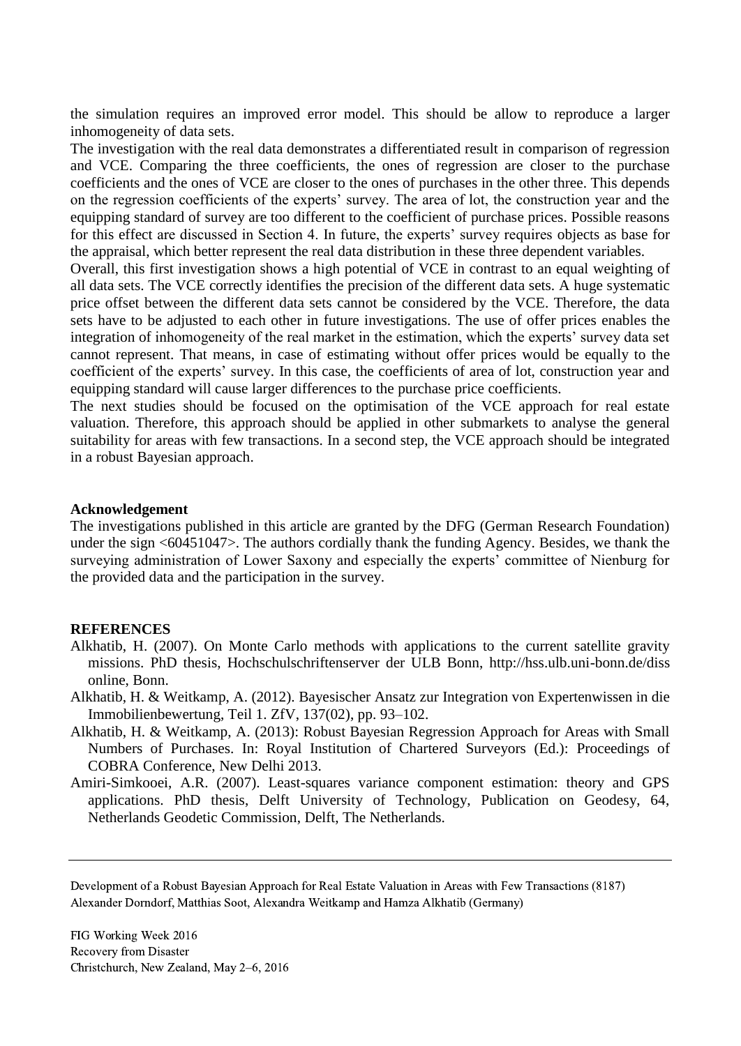the simulation requires an improved error model. This should be allow to reproduce a larger inhomogeneity of data sets.

The investigation with the real data demonstrates a differentiated result in comparison of regression and VCE. Comparing the three coefficients, the ones of regression are closer to the purchase coefficients and the ones of VCE are closer to the ones of purchases in the other three. This depends on the regression coefficients of the experts' survey. The area of lot, the construction year and the equipping standard of survey are too different to the coefficient of purchase prices. Possible reasons for this effect are discussed in Section 4. In future, the experts' survey requires objects as base for the appraisal, which better represent the real data distribution in these three dependent variables.

Overall, this first investigation shows a high potential of VCE in contrast to an equal weighting of all data sets. The VCE correctly identifies the precision of the different data sets. A huge systematic price offset between the different data sets cannot be considered by the VCE. Therefore, the data sets have to be adjusted to each other in future investigations. The use of offer prices enables the integration of inhomogeneity of the real market in the estimation, which the experts' survey data set cannot represent. That means, in case of estimating without offer prices would be equally to the coefficient of the experts' survey. In this case, the coefficients of area of lot, construction year and equipping standard will cause larger differences to the purchase price coefficients.

The next studies should be focused on the optimisation of the VCE approach for real estate valuation. Therefore, this approach should be applied in other submarkets to analyse the general suitability for areas with few transactions. In a second step, the VCE approach should be integrated in a robust Bayesian approach.

**Acknowledgement**

The investigations published in this article are granted by the DFG (German Research Foundation) under the sign <60451047>. The authors cordially thank the funding Agency. Besides, we thank the surveying administration of Lower Saxony and especially the experts' committee of Nienburg for the provided data and the participation in the survey.

**REFERENCES**

Alkhatib, H. (2007). On Monte Carlo methods with applications to the current satellite gravity missions. PhD thesis, Hochschulschriftenserver der ULB Bonn, http://hss.ulb.uni-bonn.de/diss online, Bonn.

Alkhatib, H. & Weitkamp, A. (2012). Bayesischer Ansatz zur Integration von Expertenwissen in die Immobilienbewertung, Teil 1. ZfV, 137(02), pp. 93–102.

Alkhatib, H. & Weitkamp, A. (2013): Robust Bayesian Regression Approach for Areas with Small Numbers of Purchases. In: Royal Institution of Chartered Surveyors (Ed.): Proceedings of COBRA Conference, New Delhi 2013.

Amiri-Simkooei, A.R. (2007). Least-squares variance component estimation: theory and GPS applications. PhD thesis, Delft University of Technology, Publication on Geodesy, 64, Netherlands Geodetic Commission, Delft, The Netherlands.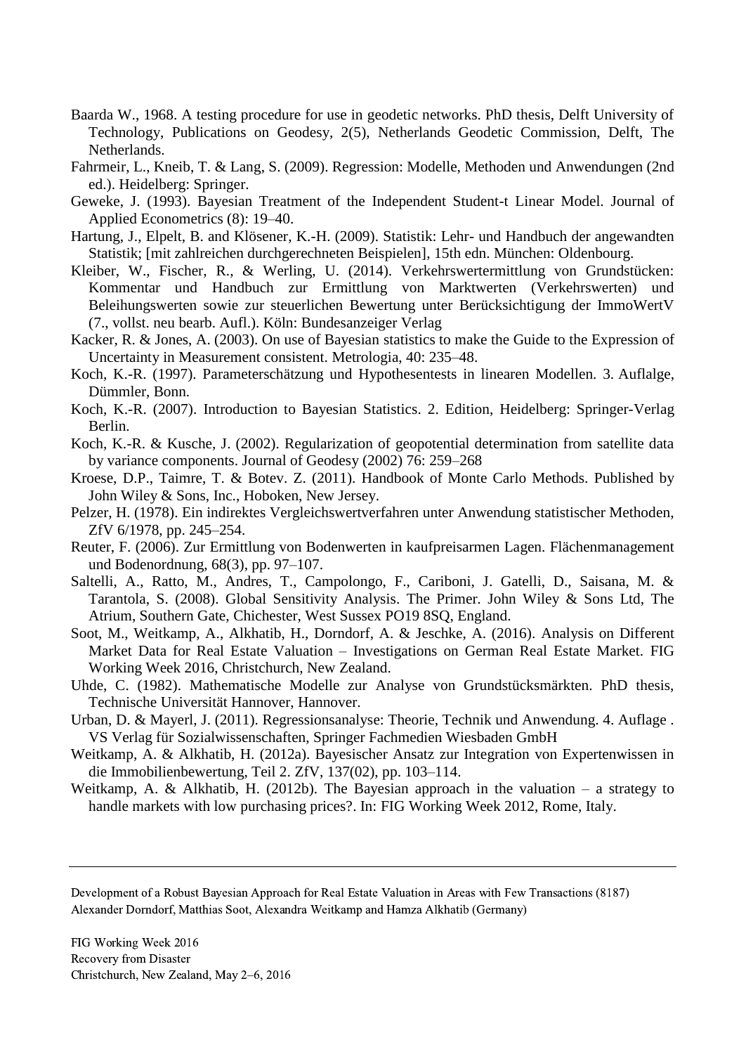Baarda W., 1968. A testing procedure for use in geodetic networks. PhD thesis, Delft University of Technology, Publications on Geodesy, 2(5), Netherlands Geodetic Commission, Delft, The Netherlands.

Fahrmeir, L., Kneib, T. & Lang, S. (2009). Regression: Modelle, Methoden und Anwendungen (2nd ed.). Heidelberg: Springer.

Geweke, J. (1993). Bayesian Treatment of the Independent Student-t Linear Model. Journal of Applied Econometrics (8): 19–40.

Hartung, J., Elpelt, B. and Klösener, K.-H. (2009). Statistik: Lehr- und Handbuch der angewandten Statistik; [mit zahlreichen durchgerechneten Beispielen], 15th edn. München: Oldenbourg.

Kleiber, W., Fischer, R., & Werling, U. (2014). Verkehrswertermittlung von Grundstücken: Kommentar und Handbuch zur Ermittlung von Marktwerten (Verkehrswerten) und Beleihungswerten sowie zur steuerlichen Bewertung unter Berücksichtigung der ImmoWertV (7., vollst. neu bearb. Aufl.). Köln: Bundesanzeiger Verlag

Kacker, R. & Jones, A. (2003). On use of Bayesian statistics to make the Guide to the Expression of Uncertainty in Measurement consistent. Metrologia, 40: 235–48.

Koch, K.-R. (1997). Parameterschätzung und Hypothesentests in linearen Modellen. 3. Auflalge, Dümmler, Bonn.

Koch, K.-R. (2007). Introduction to Bayesian Statistics. 2. Edition, Heidelberg: Springer-Verlag Berlin.

Koch, K.-R. & Kusche, J. (2002). Regularization of geopotential determination from satellite data by variance components. Journal of Geodesy (2002) 76: 259–268

Kroese, D.P., Taimre, T. & Botev. Z. (2011). Handbook of Monte Carlo Methods. Published by John Wiley & Sons, Inc., Hoboken, New Jersey.

Pelzer, H. (1978). Ein indirektes Vergleichswertverfahren unter Anwendung statistischer Methoden, ZfV 6/1978, pp. 245–254.

Reuter, F. (2006). Zur Ermittlung von Bodenwerten in kaufpreisarmen Lagen. Flächenmanagement und Bodenordnung, 68(3), pp. 97–107.

Saltelli, A., Ratto, M., Andres, T., Campolongo, F., Cariboni, J. Gatelli, D., Saisana, M. & Tarantola, S. (2008). Global Sensitivity Analysis. The Primer. John Wiley & Sons Ltd, The Atrium, Southern Gate, Chichester, West Sussex PO19 8SQ, England.

Soot, M., Weitkamp, A., Alkhatib, H., Dorndorf, A. & Jeschke, A. (2016). Analysis on Different Market Data for Real Estate Valuation – Investigations on German Real Estate Market. FIG Working Week 2016, Christchurch, New Zealand.

Uhde, C. (1982). Mathematische Modelle zur Analyse von Grundstücksmärkten. PhD thesis, Technische Universität Hannover, Hannover.

Urban, D. & Mayerl, J. (2011). Regressionsanalyse: Theorie, Technik und Anwendung. 4. Auflage . VS Verlag für Sozialwissenschaften, Springer Fachmedien Wiesbaden GmbH

Weitkamp, A. & Alkhatib, H. (2012a). Bayesischer Ansatz zur Integration von Expertenwissen in die Immobilienbewertung, Teil 2. ZfV, 137(02), pp. 103–114.

Weitkamp, A. & Alkhatib, H. (2012b). The Bayesian approach in the valuation – a strategy to handle markets with low purchasing prices?. In: FIG Working Week 2012, Rome, Italy.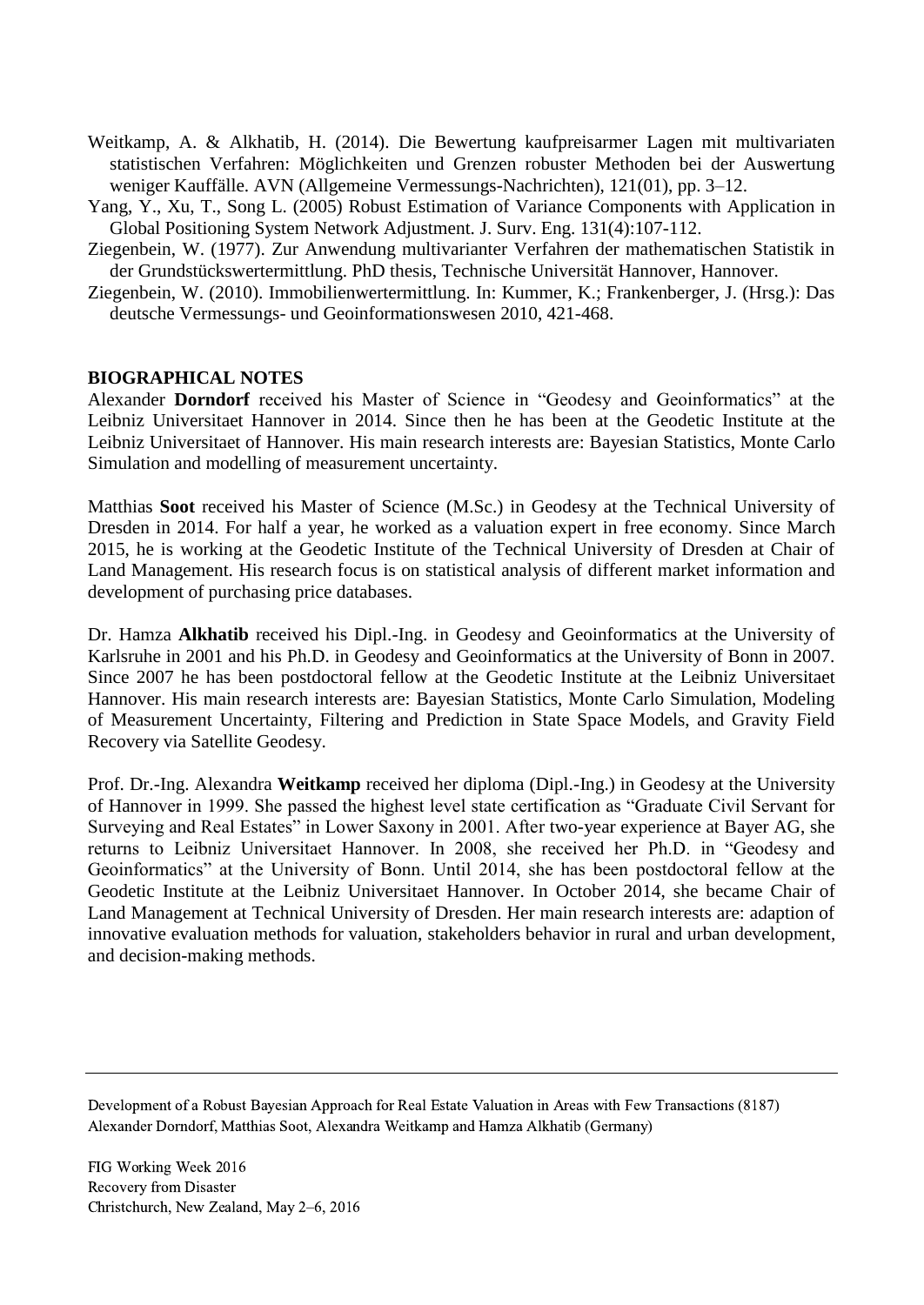Weitkamp, A. & Alkhatib, H. (2014). Die Bewertung kaufpreisarmer Lagen mit multivariaten statistischen Verfahren: Möglichkeiten und Grenzen robuster Methoden bei der Auswertung weniger Kauffälle. AVN (Allgemeine Vermessungs-Nachrichten), 121(01), pp. 3–12.

Yang, Y., Xu, T., Song L. (2005) Robust Estimation of Variance Components with Application in Global Positioning System Network Adjustment. J. Surv. Eng. 131(4):107-112.

Ziegenbein, W. (1977). Zur Anwendung multivarianter Verfahren der mathematischen Statistik in der Grundstückswertermittlung. PhD thesis, Technische Universität Hannover, Hannover.

Ziegenbein, W. (2010). Immobilienwertermittlung. In: Kummer, K.; Frankenberger, J. (Hrsg.): Das deutsche Vermessungs- und Geoinformationswesen 2010, 421-468.

## BIOGRAPHICAL NOTES

Alexander **Dorndorf** received his Master of Science in "Geodesy and Geoinformatics" at the Leibniz Universitaet Hannover in 2014. Since then he has been at the Geodetic Institute at the Leibniz Universitaet of Hannover. His main research interests are: Bayesian Statistics, Monte Carlo Simulation and modelling of measurement uncertainty.

Matthias **Soot** received his Master of Science (M.Sc.) in Geodesy at the Technical University of Dresden in 2014. For half a year, he worked as a valuation expert in free economy. Since March 2015, he is working at the Geodetic Institute of the Technical University of Dresden at Chair of Land Management. His research focus is on statistical analysis of different market information and development of purchasing price databases.

Dr. Hamza **Alkhatib** received his Dipl.-Ing. in Geodesy and Geoinformatics at the University of Karlsruhe in 2001 and his Ph.D. in Geodesy and Geoinformatics at the University of Bonn in 2007. Since 2007 he has been postdoctoral fellow at the Geodetic Institute at the Leibniz Universitaet Hannover. His main research interests are: Bayesian Statistics, Monte Carlo Simulation, Modeling of Measurement Uncertainty, Filtering and Prediction in State Space Models, and Gravity Field Recovery via Satellite Geodesy.

Prof. Dr.-Ing. Alexandra **Weitkamp** received her diploma (Dipl.-Ing.) in Geodesy at the University of Hannover in 1999. She passed the highest level state certification as "Graduate Civil Servant for Surveying and Real Estates" in Lower Saxony in 2001. After two-year experience at Bayer AG, she returns to Leibniz Universitaet Hannover. In 2008, she received her Ph.D. in "Geodesy and Geoinformatics" at the University of Bonn. Until 2014, she has been postdoctoral fellow at the Geodetic Institute at the Leibniz Universitaet Hannover. In October 2014, she became Chair of Land Management at Technical University of Dresden. Her main research interests are: adaption of innovative evaluation methods for valuation, stakeholders behavior in rural and urban development, and decision-making methods.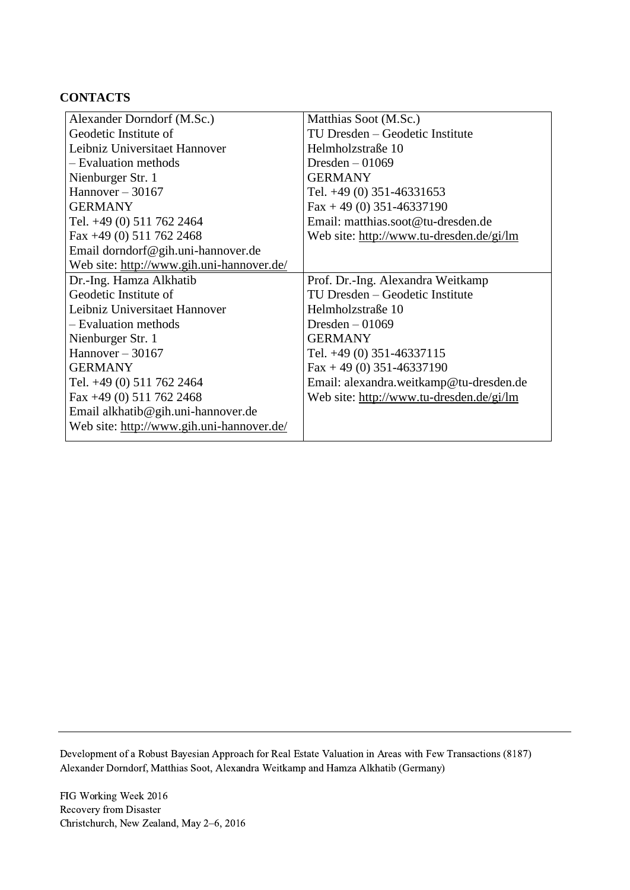**CONTACTS**

| | |
|---|---|
| Alexander Dorndorf (M.Sc.)<br>Geodetic Institute of<br>Leibniz Universitaet Hannover<br>– Evaluation methods<br>Nienburger Str. 1<br>Hannover – 30167<br>GERMANY<br>Tel. +49 (0) 511 762 2464<br>Fax +49 (0) 511 762 2468<br>Email dorndorf@gih.uni-hannover.de<br>Web site: http://www.gih.uni-hannover.de/ | Matthias Soot (M.Sc.)<br>TU Dresden – Geodetic Institute<br>Helmholzstraße 10<br>Dresden – 01069<br>GERMANY<br>Tel. +49 (0) 351-46331653<br>Fax + 49 (0) 351-46337190<br>Email: matthias.soot@tu-dresden.de<br>Web site: http://www.tu-dresden.de/gi/lm |
| Dr.-Ing. Hamza Alkhatib<br>Geodetic Institute of<br>Leibniz Universitaet Hannover<br>– Evaluation methods<br>Nienburger Str. 1<br>Hannover – 30167<br>GERMANY<br>Tel. +49 (0) 511 762 2464<br>Fax +49 (0) 511 762 2468<br>Email alkhatib@gih.uni-hannover.de<br>Web site: http://www.gih.uni-hannover.de/ | Prof. Dr.-Ing. Alexandra Weitkamp<br>TU Dresden – Geodetic Institute<br>Helmholzstraße 10<br>Dresden – 01069<br>GERMANY<br>Tel. +49 (0) 351-46337115<br>Fax + 49 (0) 351-46337190<br>Email: alexandra.weitkamp@tu-dresden.de<br>Web site: http://www.tu-dresden.de/gi/lm |